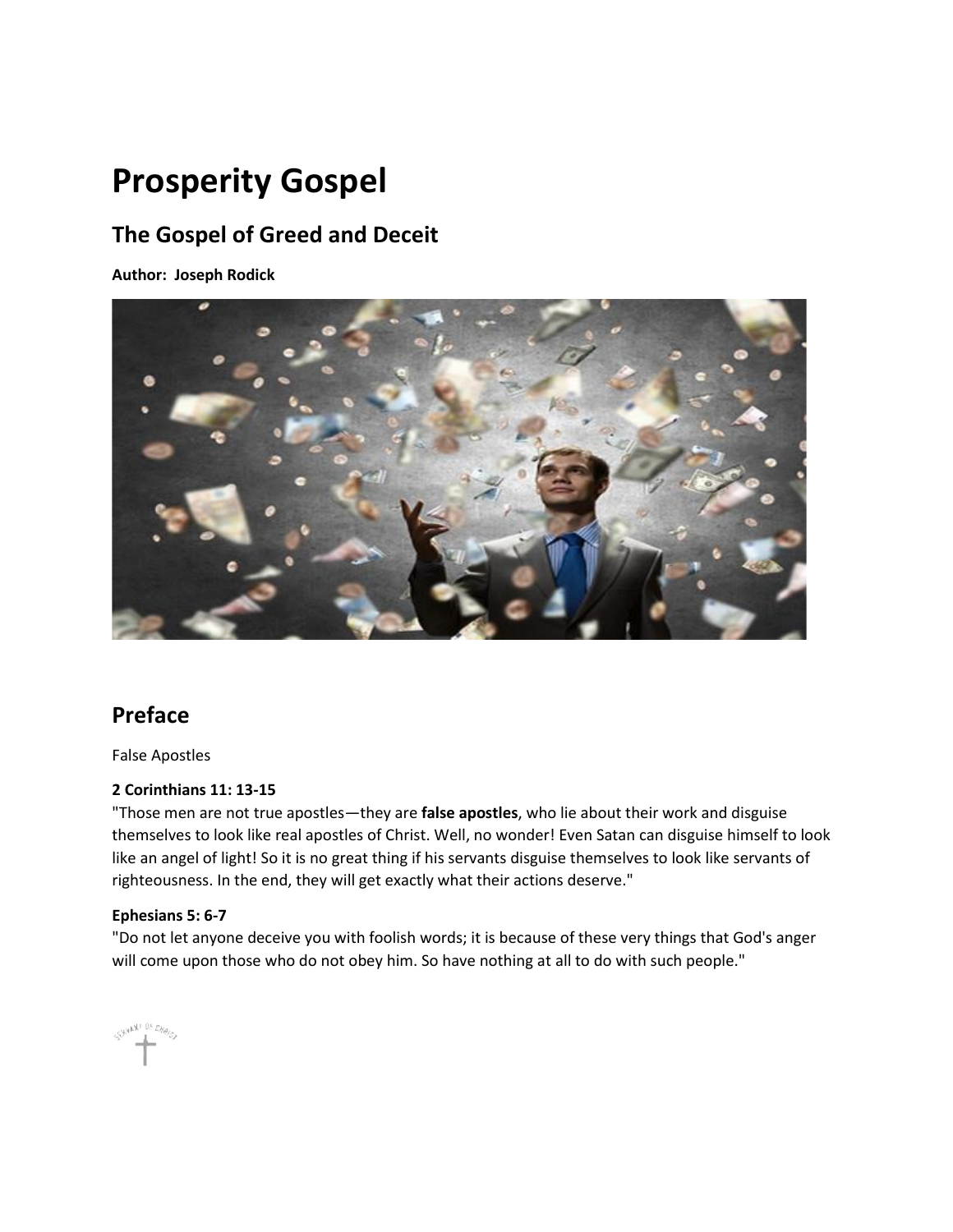# Prosperity Gospel

## The Gospel of Greed and Deceit

**Author: Joseph Rodick**

## Preface

False Apostles

**2 Corinthians 11: 13-15**
"Those men are not true apostles—they are **false apostles**, who lie about their work and disguise themselves to look like real apostles of Christ. Well, no wonder! Even Satan can disguise himself to look like an angel of light! So it is no great thing if his servants disguise themselves to look like servants of righteousness. In the end, they will get exactly what their actions deserve."

**Ephesians 5: 6-7**
"Do not let anyone deceive you with foolish words; it is because of these very things that God's anger will come upon those who do not obey him. So have nothing at all to do with such people."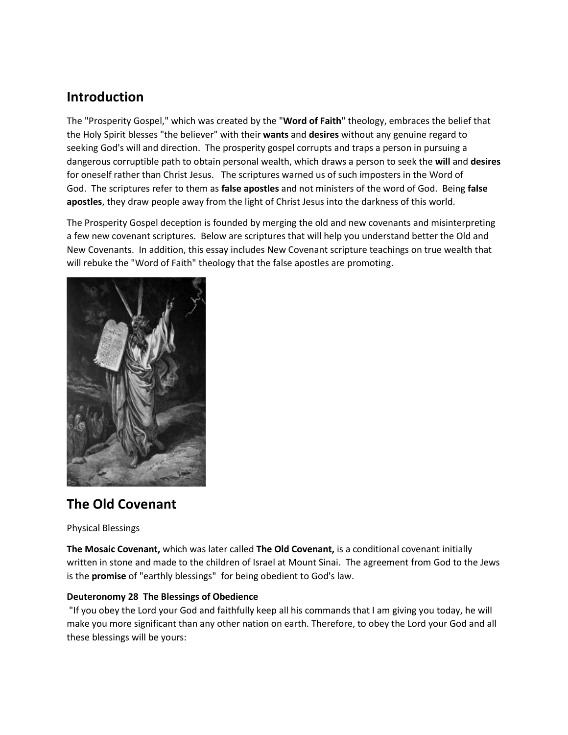## Introduction

The "Prosperity Gospel," which was created by the "**Word of Faith**" theology, embraces the belief that the Holy Spirit blesses "the believer" with their **wants** and **desires** without any genuine regard to seeking God's will and direction. The prosperity gospel corrupts and traps a person in pursuing a dangerous corruptible path to obtain personal wealth, which draws a person to seek the **will** and **desires** for oneself rather than Christ Jesus. The scriptures warned us of such imposters in the Word of God. The scriptures refer to them as **false apostles** and not ministers of the word of God. Being **false apostles**, they draw people away from the light of Christ Jesus into the darkness of this world.

The Prosperity Gospel deception is founded by merging the old and new covenants and misinterpreting a few new covenant scriptures. Below are scriptures that will help you understand better the Old and New Covenants. In addition, this essay includes New Covenant scripture teachings on true wealth that will rebuke the "Word of Faith" theology that the false apostles are promoting.

## The Old Covenant

Physical Blessings

**The Mosaic Covenant,** which was later called **The Old Covenant,** is a conditional covenant initially written in stone and made to the children of Israel at Mount Sinai. The agreement from God to the Jews is the **promise** of "earthly blessings" for being obedient to God's law.

**Deuteronomy 28 The Blessings of Obedience**
"If you obey the Lord your God and faithfully keep all his commands that I am giving you today, he will make you more significant than any other nation on earth. Therefore, to obey the Lord your God and all these blessings will be yours: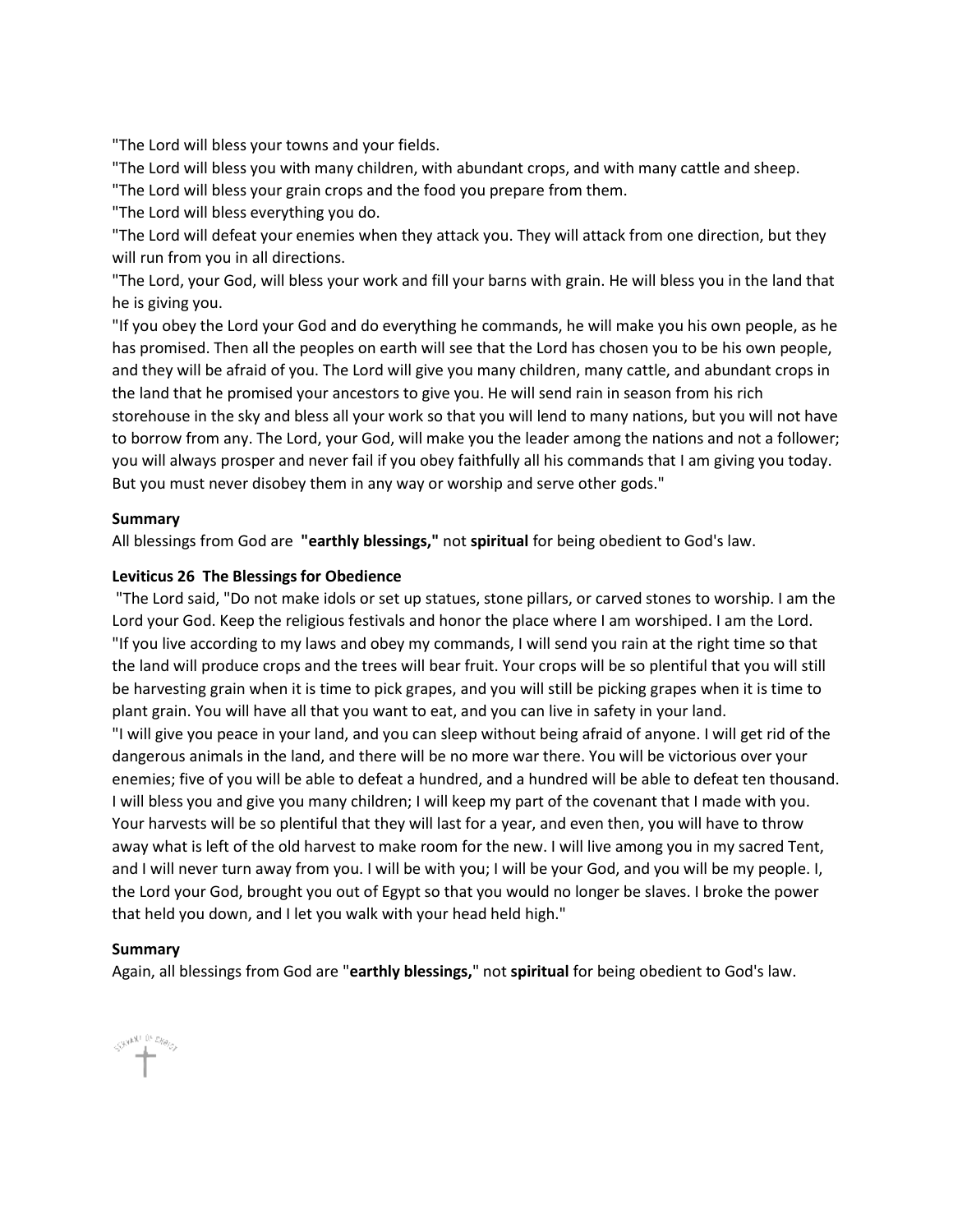"The Lord will bless your towns and your fields.

"The Lord will bless you with many children, with abundant crops, and with many cattle and sheep.

"The Lord will bless your grain crops and the food you prepare from them.

"The Lord will bless everything you do.

"The Lord will defeat your enemies when they attack you. They will attack from one direction, but they will run from you in all directions.

"The Lord, your God, will bless your work and fill your barns with grain. He will bless you in the land that he is giving you.

"If you obey the Lord your God and do everything he commands, he will make you his own people, as he has promised. Then all the peoples on earth will see that the Lord has chosen you to be his own people, and they will be afraid of you. The Lord will give you many children, many cattle, and abundant crops in the land that he promised your ancestors to give you. He will send rain in season from his rich storehouse in the sky and bless all your work so that you will lend to many nations, but you will not have to borrow from any. The Lord, your God, will make you the leader among the nations and not a follower; you will always prosper and never fail if you obey faithfully all his commands that I am giving you today. But you must never disobey them in any way or worship and serve other gods."

**Summary**

All blessings from God are **"earthly blessings,"** not **spiritual** for being obedient to God's law.

**Leviticus 26 The Blessings for Obedience**

"The Lord said, "Do not make idols or set up statues, stone pillars, or carved stones to worship. I am the Lord your God. Keep the religious festivals and honor the place where I am worshiped. I am the Lord.

"If you live according to my laws and obey my commands, I will send you rain at the right time so that the land will produce crops and the trees will bear fruit. Your crops will be so plentiful that you will still be harvesting grain when it is time to pick grapes, and you will still be picking grapes when it is time to plant grain. You will have all that you want to eat, and you can live in safety in your land.

"I will give you peace in your land, and you can sleep without being afraid of anyone. I will get rid of the dangerous animals in the land, and there will be no more war there. You will be victorious over your enemies; five of you will be able to defeat a hundred, and a hundred will be able to defeat ten thousand. I will bless you and give you many children; I will keep my part of the covenant that I made with you. Your harvests will be so plentiful that they will last for a year, and even then, you will have to throw away what is left of the old harvest to make room for the new. I will live among you in my sacred Tent, and I will never turn away from you. I will be with you; I will be your God, and you will be my people. I, the Lord your God, brought you out of Egypt so that you would no longer be slaves. I broke the power that held you down, and I let you walk with your head held high."

**Summary**

Again, all blessings from God are "**earthly blessings,**" not **spiritual** for being obedient to God's law.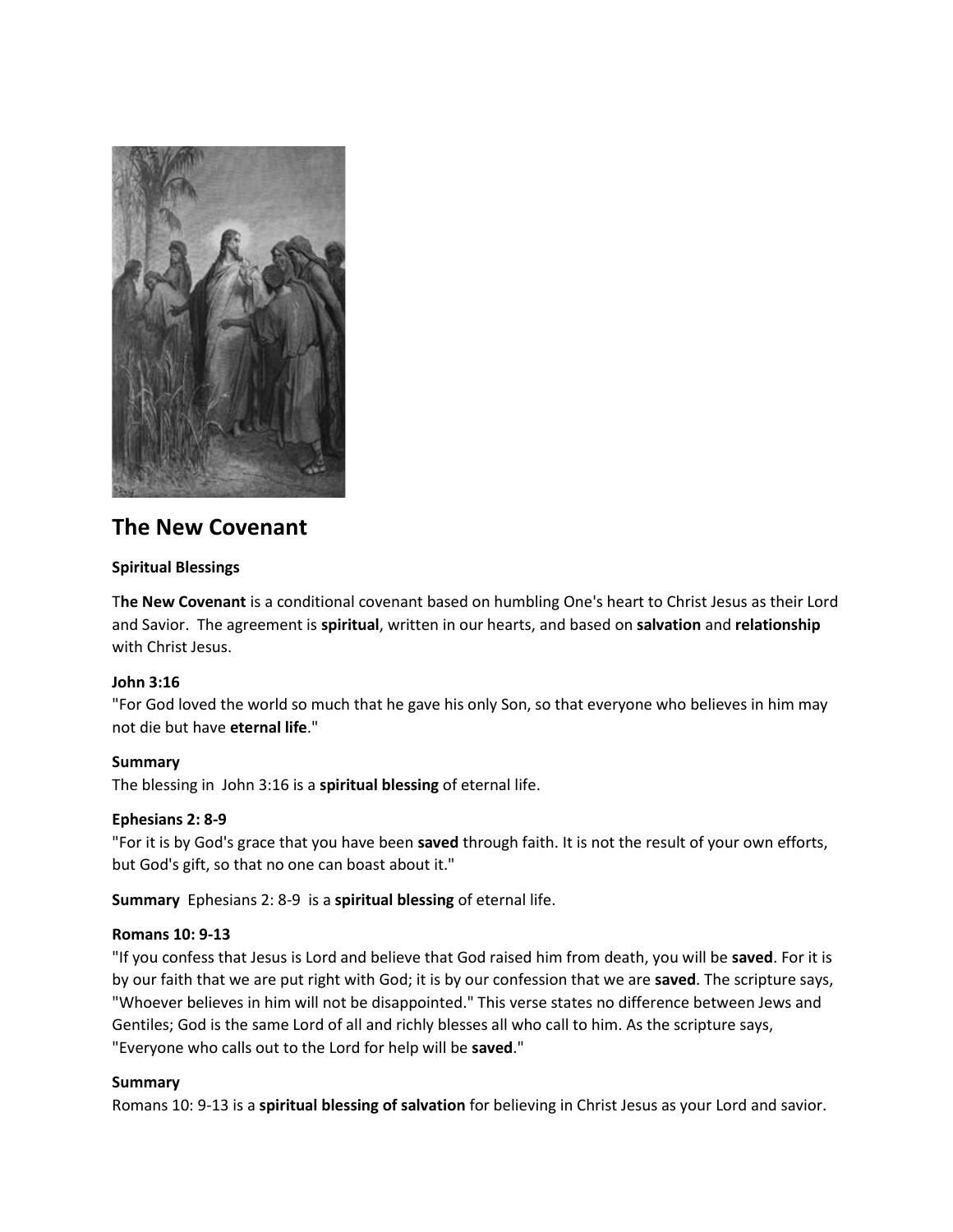## The New Covenant

**Spiritual Blessings**

T**he New Covenant** is a conditional covenant based on humbling One's heart to Christ Jesus as their Lord and Savior. The agreement is **spiritual**, written in our hearts, and based on **salvation** and **relationship** with Christ Jesus.

**John 3:16**
"For God loved the world so much that he gave his only Son, so that everyone who believes in him may not die but have **eternal life**."

**Summary**
The blessing in John 3:16 is a **spiritual blessing** of eternal life.

**Ephesians 2: 8-9**
"For it is by God's grace that you have been **saved** through faith. It is not the result of your own efforts, but God's gift, so that no one can boast about it."

**Summary** Ephesians 2: 8-9 is a **spiritual blessing** of eternal life.

**Romans 10: 9-13**
"If you confess that Jesus is Lord and believe that God raised him from death, you will be **saved**. For it is by our faith that we are put right with God; it is by our confession that we are **saved**. The scripture says, "Whoever believes in him will not be disappointed." This verse states no difference between Jews and Gentiles; God is the same Lord of all and richly blesses all who call to him. As the scripture says, "Everyone who calls out to the Lord for help will be **saved**."

**Summary**
Romans 10: 9-13 is a **spiritual blessing of salvation** for believing in Christ Jesus as your Lord and savior.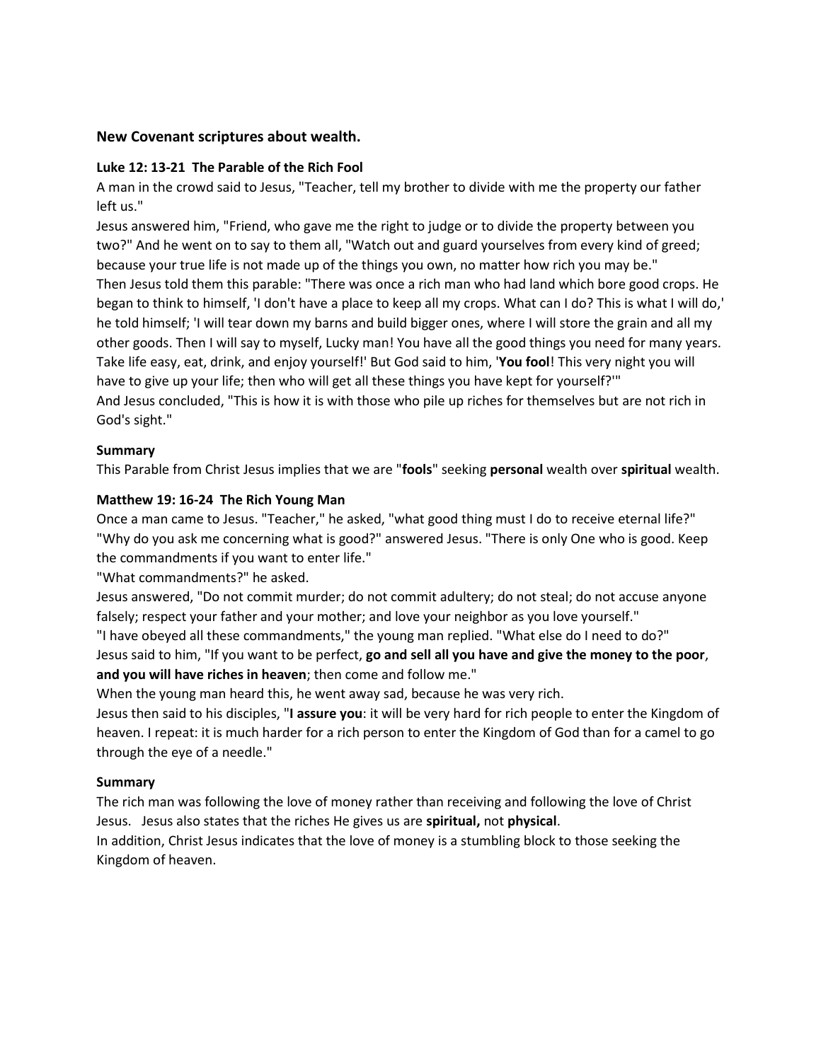### New Covenant scriptures about wealth.

**Luke 12: 13-21 The Parable of the Rich Fool**

A man in the crowd said to Jesus, "Teacher, tell my brother to divide with me the property our father left us."

Jesus answered him, "Friend, who gave me the right to judge or to divide the property between you two?" And he went on to say to them all, "Watch out and guard yourselves from every kind of greed; because your true life is not made up of the things you own, no matter how rich you may be."

Then Jesus told them this parable: "There was once a rich man who had land which bore good crops. He began to think to himself, 'I don't have a place to keep all my crops. What can I do? This is what I will do,' he told himself; 'I will tear down my barns and build bigger ones, where I will store the grain and all my other goods. Then I will say to myself, Lucky man! You have all the good things you need for many years. Take life easy, eat, drink, and enjoy yourself!' But God said to him, '**You fool**! This very night you will have to give up your life; then who will get all these things you have kept for yourself?'"

And Jesus concluded, "This is how it is with those who pile up riches for themselves but are not rich in God's sight."

**Summary**

This Parable from Christ Jesus implies that we are "**fools**" seeking **personal** wealth over **spiritual** wealth.

**Matthew 19: 16-24 The Rich Young Man**

Once a man came to Jesus. "Teacher," he asked, "what good thing must I do to receive eternal life?"

"Why do you ask me concerning what is good?" answered Jesus. "There is only One who is good. Keep the commandments if you want to enter life."

"What commandments?" he asked.

Jesus answered, "Do not commit murder; do not commit adultery; do not steal; do not accuse anyone falsely; respect your father and your mother; and love your neighbor as you love yourself."

"I have obeyed all these commandments," the young man replied. "What else do I need to do?"

Jesus said to him, "If you want to be perfect, **go and sell all you have and give the money to the poor**, **and you will have riches in heaven**; then come and follow me."

When the young man heard this, he went away sad, because he was very rich.

Jesus then said to his disciples, "**I assure you**: it will be very hard for rich people to enter the Kingdom of heaven. I repeat: it is much harder for a rich person to enter the Kingdom of God than for a camel to go through the eye of a needle."

**Summary**

The rich man was following the love of money rather than receiving and following the love of Christ Jesus. Jesus also states that the riches He gives us are **spiritual,** not **physical**.

In addition, Christ Jesus indicates that the love of money is a stumbling block to those seeking the Kingdom of heaven.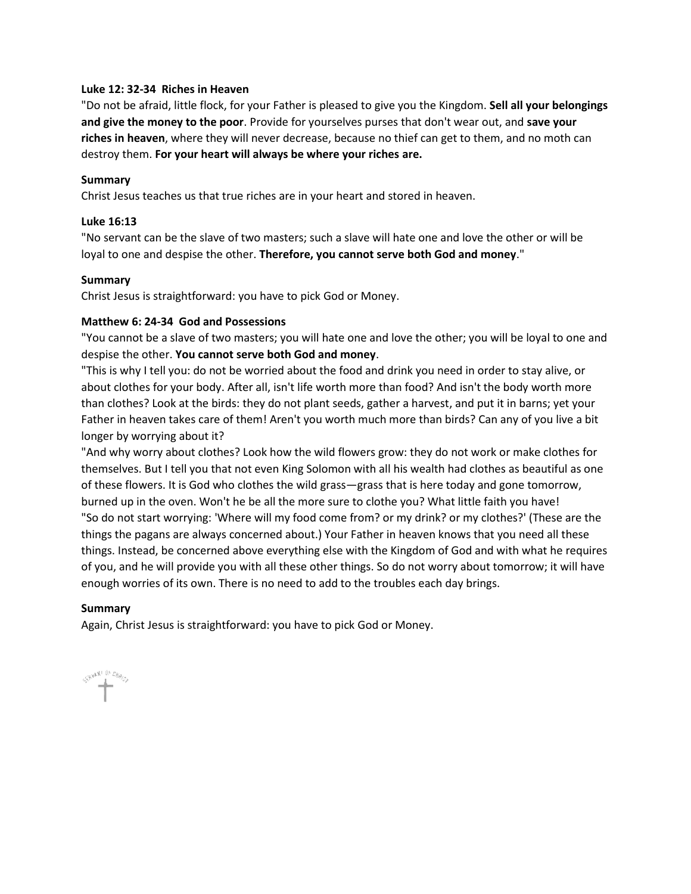**Luke 12: 32-34 Riches in Heaven**

"Do not be afraid, little flock, for your Father is pleased to give you the Kingdom. **Sell all your belongings and give the money to the poor**. Provide for yourselves purses that don't wear out, and **save your riches in heaven**, where they will never decrease, because no thief can get to them, and no moth can destroy them. **For your heart will always be where your riches are.**

**Summary**

Christ Jesus teaches us that true riches are in your heart and stored in heaven.

**Luke 16:13**

"No servant can be the slave of two masters; such a slave will hate one and love the other or will be loyal to one and despise the other. **Therefore, you cannot serve both God and money**."

**Summary**

Christ Jesus is straightforward: you have to pick God or Money.

**Matthew 6: 24-34 God and Possessions**

"You cannot be a slave of two masters; you will hate one and love the other; you will be loyal to one and despise the other. **You cannot serve both God and money**.

"This is why I tell you: do not be worried about the food and drink you need in order to stay alive, or about clothes for your body. After all, isn't life worth more than food? And isn't the body worth more than clothes? Look at the birds: they do not plant seeds, gather a harvest, and put it in barns; yet your Father in heaven takes care of them! Aren't you worth much more than birds? Can any of you live a bit longer by worrying about it?

"And why worry about clothes? Look how the wild flowers grow: they do not work or make clothes for themselves. But I tell you that not even King Solomon with all his wealth had clothes as beautiful as one of these flowers. It is God who clothes the wild grass—grass that is here today and gone tomorrow, burned up in the oven. Won't he be all the more sure to clothe you? What little faith you have!

"So do not start worrying: 'Where will my food come from? or my drink? or my clothes?' (These are the things the pagans are always concerned about.) Your Father in heaven knows that you need all these things. Instead, be concerned above everything else with the Kingdom of God and with what he requires of you, and he will provide you with all these other things. So do not worry about tomorrow; it will have enough worries of its own. There is no need to add to the troubles each day brings.

**Summary**

Again, Christ Jesus is straightforward: you have to pick God or Money.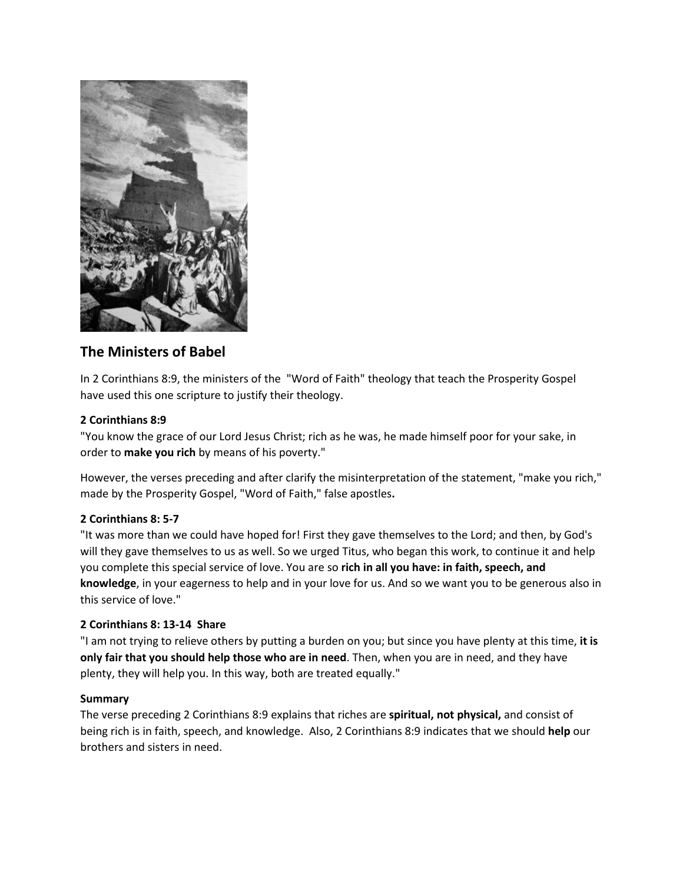## The Ministers of Babel

In 2 Corinthians 8:9, the ministers of the "Word of Faith" theology that teach the Prosperity Gospel have used this one scripture to justify their theology.

**2 Corinthians 8:9**
"You know the grace of our Lord Jesus Christ; rich as he was, he made himself poor for your sake, in order to **make you rich** by means of his poverty."

However, the verses preceding and after clarify the misinterpretation of the statement, "make you rich," made by the Prosperity Gospel, "Word of Faith," false apostles**.**

**2 Corinthians 8: 5-7**
"It was more than we could have hoped for! First they gave themselves to the Lord; and then, by God's will they gave themselves to us as well. So we urged Titus, who began this work, to continue it and help you complete this special service of love. You are so **rich in all you have: in faith, speech, and knowledge**, in your eagerness to help and in your love for us. And so we want you to be generous also in this service of love."

**2 Corinthians 8: 13-14 Share**
"I am not trying to relieve others by putting a burden on you; but since you have plenty at this time, **it is only fair that you should help those who are in need**. Then, when you are in need, and they have plenty, they will help you. In this way, both are treated equally."

**Summary**
The verse preceding 2 Corinthians 8:9 explains that riches are **spiritual, not physical,** and consist of being rich is in faith, speech, and knowledge. Also, 2 Corinthians 8:9 indicates that we should **help** our brothers and sisters in need.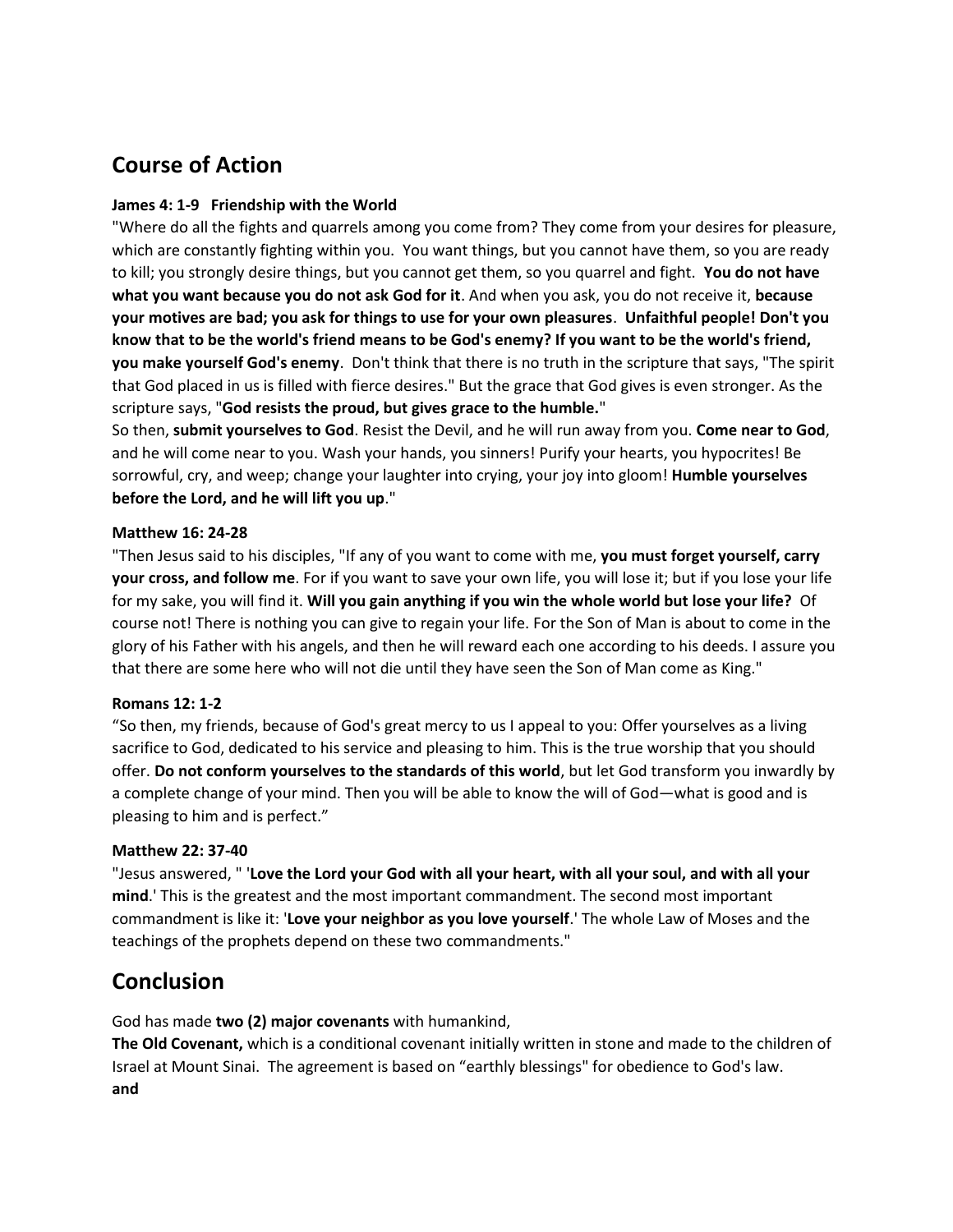## Course of Action

**James 4: 1-9 Friendship with the World**

"Where do all the fights and quarrels among you come from? They come from your desires for pleasure, which are constantly fighting within you. You want things, but you cannot have them, so you are ready to kill; you strongly desire things, but you cannot get them, so you quarrel and fight. **You do not have what you want because you do not ask God for it**. And when you ask, you do not receive it, **because your motives are bad; you ask for things to use for your own pleasures**. **Unfaithful people! Don't you know that to be the world's friend means to be God's enemy? If you want to be the world's friend, you make yourself God's enemy**. Don't think that there is no truth in the scripture that says, "The spirit that God placed in us is filled with fierce desires." But the grace that God gives is even stronger. As the scripture says, "**God resists the proud, but gives grace to the humble.**"

So then, **submit yourselves to God**. Resist the Devil, and he will run away from you. **Come near to God**, and he will come near to you. Wash your hands, you sinners! Purify your hearts, you hypocrites! Be sorrowful, cry, and weep; change your laughter into crying, your joy into gloom! **Humble yourselves before the Lord, and he will lift you up**."

**Matthew 16: 24-28**

"Then Jesus said to his disciples, "If any of you want to come with me, **you must forget yourself, carry your cross, and follow me**. For if you want to save your own life, you will lose it; but if you lose your life for my sake, you will find it. **Will you gain anything if you win the whole world but lose your life?** Of course not! There is nothing you can give to regain your life. For the Son of Man is about to come in the glory of his Father with his angels, and then he will reward each one according to his deeds. I assure you that there are some here who will not die until they have seen the Son of Man come as King."

**Romans 12: 1-2**

"So then, my friends, because of God's great mercy to us I appeal to you: Offer yourselves as a living sacrifice to God, dedicated to his service and pleasing to him. This is the true worship that you should offer. **Do not conform yourselves to the standards of this world**, but let God transform you inwardly by a complete change of your mind. Then you will be able to know the will of God—what is good and is pleasing to him and is perfect."

**Matthew 22: 37-40**

"Jesus answered, " '**Love the Lord your God with all your heart, with all your soul, and with all your mind**.' This is the greatest and the most important commandment. The second most important commandment is like it: '**Love your neighbor as you love yourself**.' The whole Law of Moses and the teachings of the prophets depend on these two commandments."

## Conclusion

God has made **two (2) major covenants** with humankind,

**The Old Covenant,** which is a conditional covenant initially written in stone and made to the children of Israel at Mount Sinai. The agreement is based on "earthly blessings" for obedience to God's law.

**and**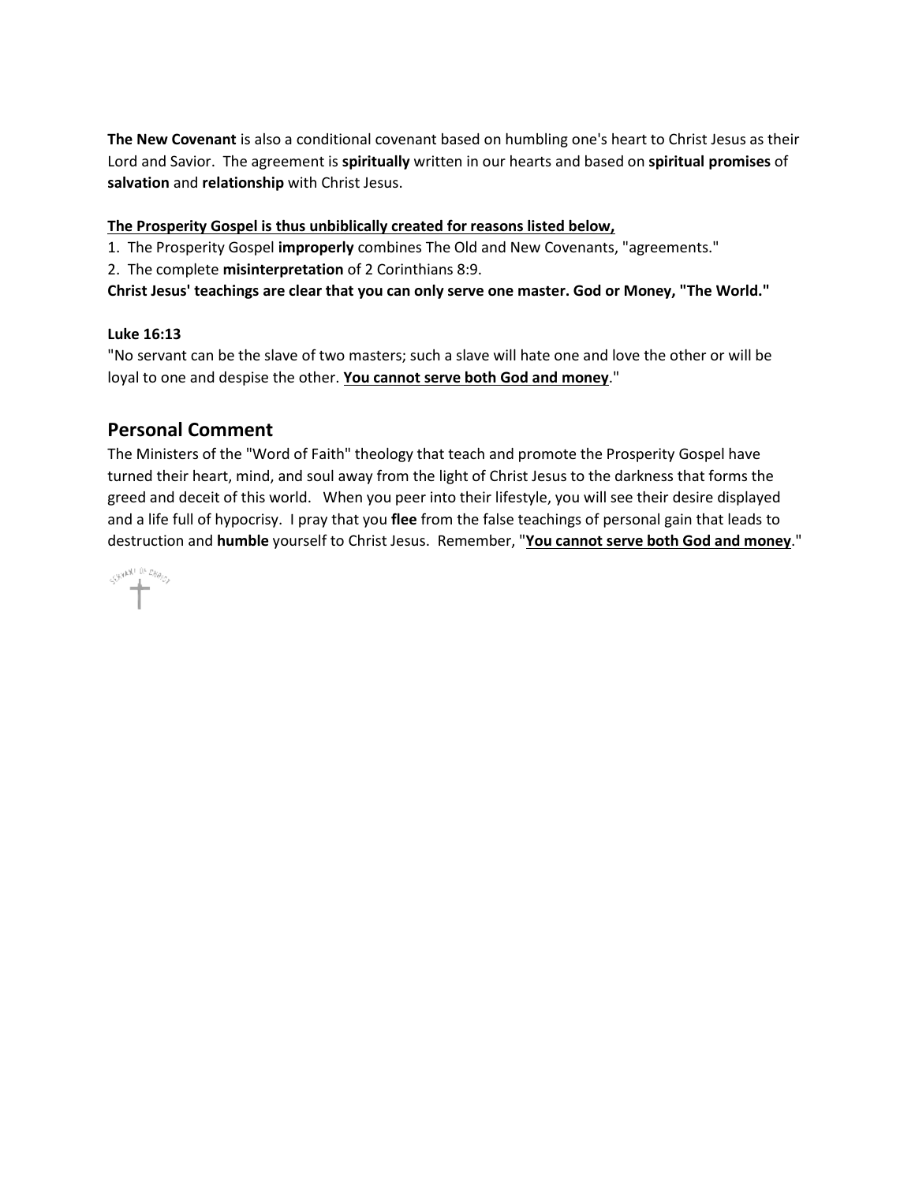**The New Covenant** is also a conditional covenant based on humbling one's heart to Christ Jesus as their Lord and Savior. The agreement is **spiritually** written in our hearts and based on **spiritual promises** of **salvation** and **relationship** with Christ Jesus.

**The Prosperity Gospel is thus unbiblically created for reasons listed below,**

1. The Prosperity Gospel **improperly** combines The Old and New Covenants, "agreements."
2. The complete **misinterpretation** of 2 Corinthians 8:9.

**Christ Jesus' teachings are clear that you can only serve one master. God or Money, "The World."**

**Luke 16:13**
"No servant can be the slave of two masters; such a slave will hate one and love the other or will be loyal to one and despise the other. **You cannot serve both God and money**."

## Personal Comment

The Ministers of the "Word of Faith" theology that teach and promote the Prosperity Gospel have turned their heart, mind, and soul away from the light of Christ Jesus to the darkness that forms the greed and deceit of this world. When you peer into their lifestyle, you will see their desire displayed and a life full of hypocrisy. I pray that you **flee** from the false teachings of personal gain that leads to destruction and **humble** yourself to Christ Jesus. Remember, "**You cannot serve both God and money**."

SERVANT OF CHRIST